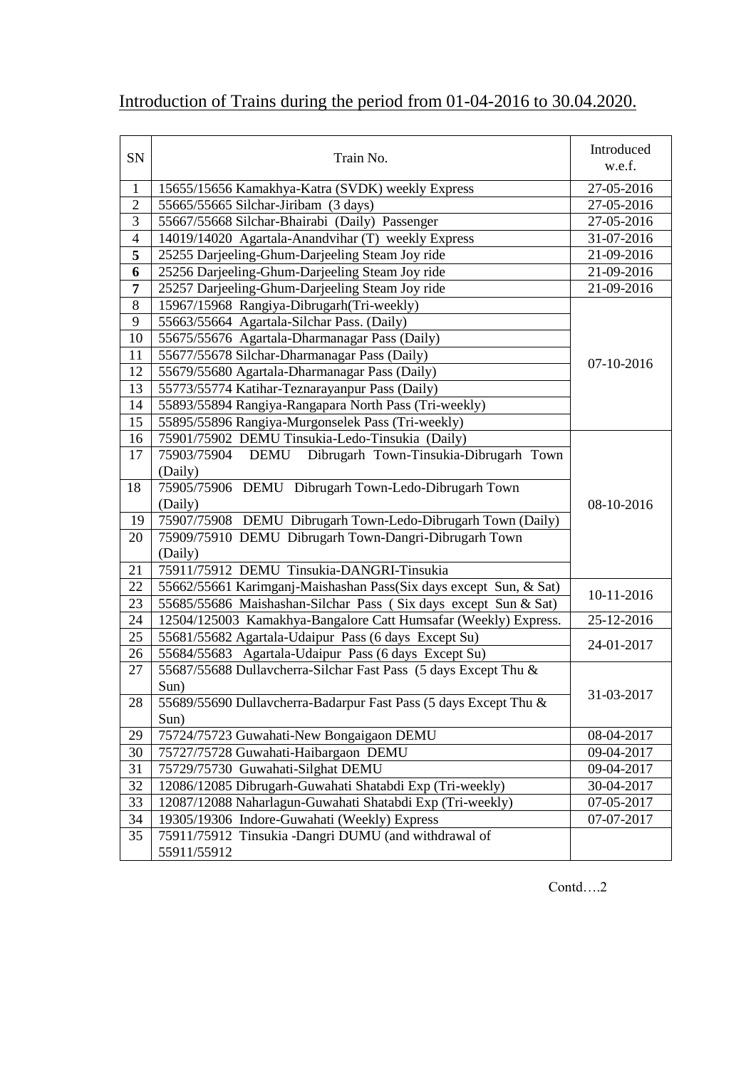# Introduction of Trains during the period from 01-04-2016 to 30.04.2020.

| SN | Train No. | Introduced w.e.f. |
|---|---|---|
| 1 | 15655/15656 Kamakhya-Katra (SVDK) weekly Express | 27-05-2016 |
| 2 | 55665/55665 Silchar-Jiribam (3 days) | 27-05-2016 |
| 3 | 55667/55668 Silchar-Bhairabi (Daily) Passenger | 27-05-2016 |
| 4 | 14019/14020 Agartala-Anandvihar (T) weekly Express | 31-07-2016 |
| **5** | 25255 Darjeeling-Ghum-Darjeeling Steam Joy ride | 21-09-2016 |
| **6** | 25256 Darjeeling-Ghum-Darjeeling Steam Joy ride | 21-09-2016 |
| **7** | 25257 Darjeeling-Ghum-Darjeeling Steam Joy ride | 21-09-2016 |
| 8 | 15967/15968 Rangiya-Dibrugarh(Tri-weekly) | 07-10-2016 |
| 9 | 55663/55664 Agartala-Silchar Pass. (Daily) | |
| 10 | 55675/55676 Agartala-Dharmanagar Pass (Daily) | |
| 11 | 55677/55678 Silchar-Dharmanagar Pass (Daily) | |
| 12 | 55679/55680 Agartala-Dharmanagar Pass (Daily) | |
| 13 | 55773/55774 Katihar-Teznarayanpur Pass (Daily) | |
| 14 | 55893/55894 Rangiya-Rangapara North Pass (Tri-weekly) | |
| 15 | 55895/55896 Rangiya-Murgonselek Pass (Tri-weekly) | |
| 16 | 75901/75902 DEMU Tinsukia-Ledo-Tinsukia (Daily) | 08-10-2016 |
| 17 | 75903/75904 DEMU Dibrugarh Town-Tinsukia-Dibrugarh Town (Daily) | |
| 18 | 75905/75906 DEMU Dibrugarh Town-Ledo-Dibrugarh Town (Daily) | |
| 19 | 75907/75908 DEMU Dibrugarh Town-Ledo-Dibrugarh Town (Daily) | |
| 20 | 75909/75910 DEMU Dibrugarh Town-Dangri-Dibrugarh Town (Daily) | |
| 21 | 75911/75912 DEMU Tinsukia-DANGRI-Tinsukia | |
| 22 | 55662/55661 Karimganj-Maishashan Pass(Six days except Sun, & Sat) | 10-11-2016 |
| 23 | 55685/55686 Maishashan-Silchar Pass ( Six days except Sun & Sat) | |
| 24 | 12504/125003 Kamakhya-Bangalore Catt Humsafar (Weekly) Express. | 25-12-2016 |
| 25 | 55681/55682 Agartala-Udaipur Pass (6 days Except Su) | 24-01-2017 |
| 26 | 55684/55683 Agartala-Udaipur Pass (6 days Except Su) | |
| 27 | 55687/55688 Dullavcherra-Silchar Fast Pass (5 days Except Thu & Sun) | 31-03-2017 |
| 28 | 55689/55690 Dullavcherra-Badarpur Fast Pass (5 days Except Thu & Sun) | |
| 29 | 75724/75723 Guwahati-New Bongaigaon DEMU | 08-04-2017 |
| 30 | 75727/75728 Guwahati-Haibargaon DEMU | 09-04-2017 |
| 31 | 75729/75730 Guwahati-Silghat DEMU | 09-04-2017 |
| 32 | 12086/12085 Dibrugarh-Guwahati Shatabdi Exp (Tri-weekly) | 30-04-2017 |
| 33 | 12087/12088 Naharlagun-Guwahati Shatabdi Exp (Tri-weekly) | 07-05-2017 |
| 34 | 19305/19306 Indore-Guwahati (Weekly) Express | 07-07-2017 |
| 35 | 75911/75912 Tinsukia -Dangri DUMU (and withdrawal of 55911/55912 | |

Contd….2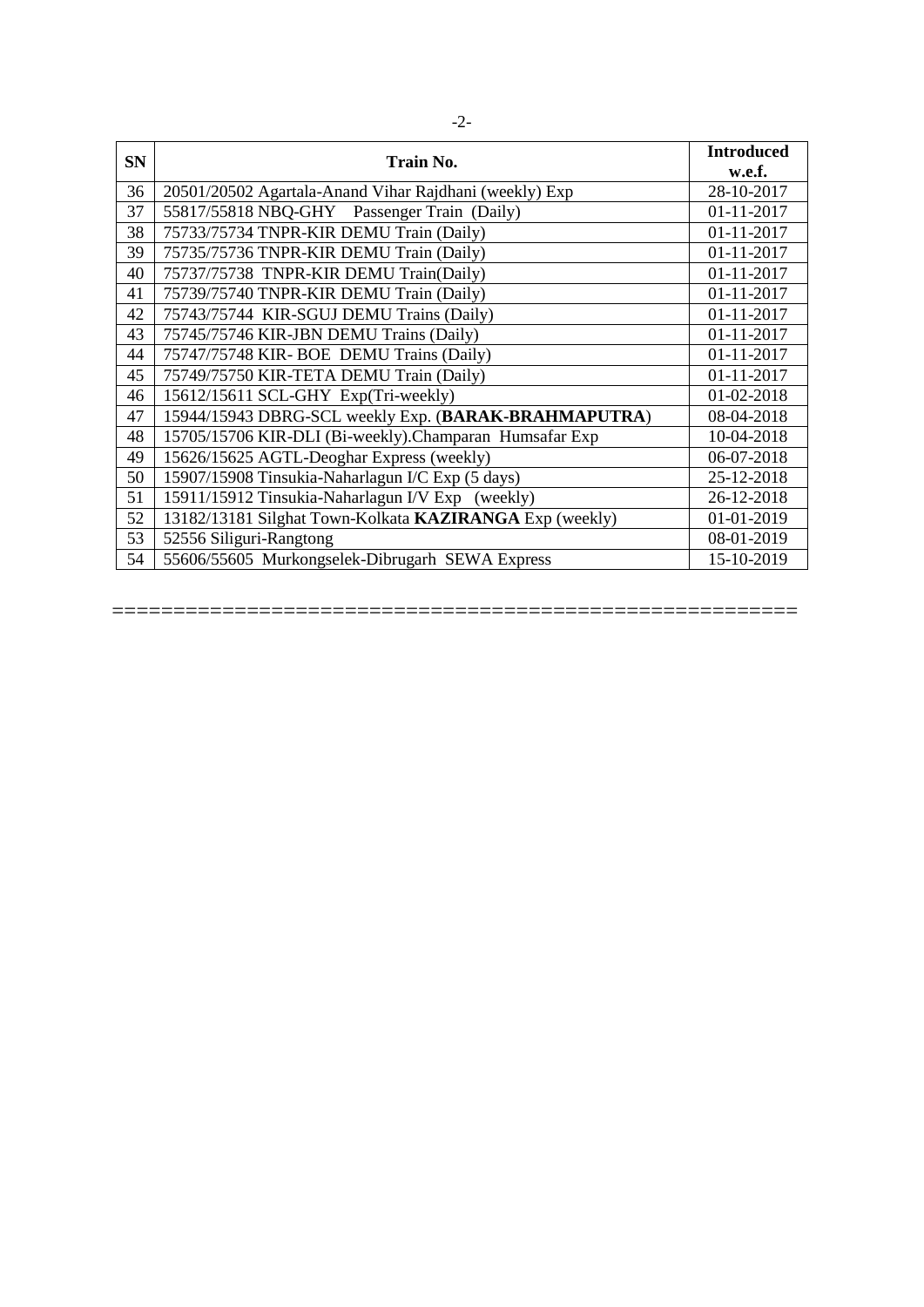| SN | Train No. | Introduced w.e.f. |
|---|---|---|
| 36 | 20501/20502 Agartala-Anand Vihar Rajdhani (weekly) Exp | 28-10-2017 |
| 37 | 55817/55818 NBQ-GHY Passenger Train (Daily) | 01-11-2017 |
| 38 | 75733/75734 TNPR-KIR DEMU Train (Daily) | 01-11-2017 |
| 39 | 75735/75736 TNPR-KIR DEMU Train (Daily) | 01-11-2017 |
| 40 | 75737/75738 TNPR-KIR DEMU Train(Daily) | 01-11-2017 |
| 41 | 75739/75740 TNPR-KIR DEMU Train (Daily) | 01-11-2017 |
| 42 | 75743/75744 KIR-SGUJ DEMU Trains (Daily) | 01-11-2017 |
| 43 | 75745/75746 KIR-JBN DEMU Trains (Daily) | 01-11-2017 |
| 44 | 75747/75748 KIR- BOE DEMU Trains (Daily) | 01-11-2017 |
| 45 | 75749/75750 KIR-TETA DEMU Train (Daily) | 01-11-2017 |
| 46 | 15612/15611 SCL-GHY Exp(Tri-weekly) | 01-02-2018 |
| 47 | 15944/15943 DBRG-SCL weekly Exp. (**BARAK-BRAHMAPUTRA**) | 08-04-2018 |
| 48 | 15705/15706 KIR-DLI (Bi-weekly).Champaran Humsafar Exp | 10-04-2018 |
| 49 | 15626/15625 AGTL-Deoghar Express (weekly) | 06-07-2018 |
| 50 | 15907/15908 Tinsukia-Naharlagun I/C Exp (5 days) | 25-12-2018 |
| 51 | 15911/15912 Tinsukia-Naharlagun I/V Exp (weekly) | 26-12-2018 |
| 52 | 13182/13181 Silghat Town-Kolkata **KAZIRANGA** Exp (weekly) | 01-01-2019 |
| 53 | 52556 Siliguri-Rangtong | 08-01-2019 |
| 54 | 55606/55605 Murkongselek-Dibrugarh SEWA Express | 15-10-2019 |

=====================================================